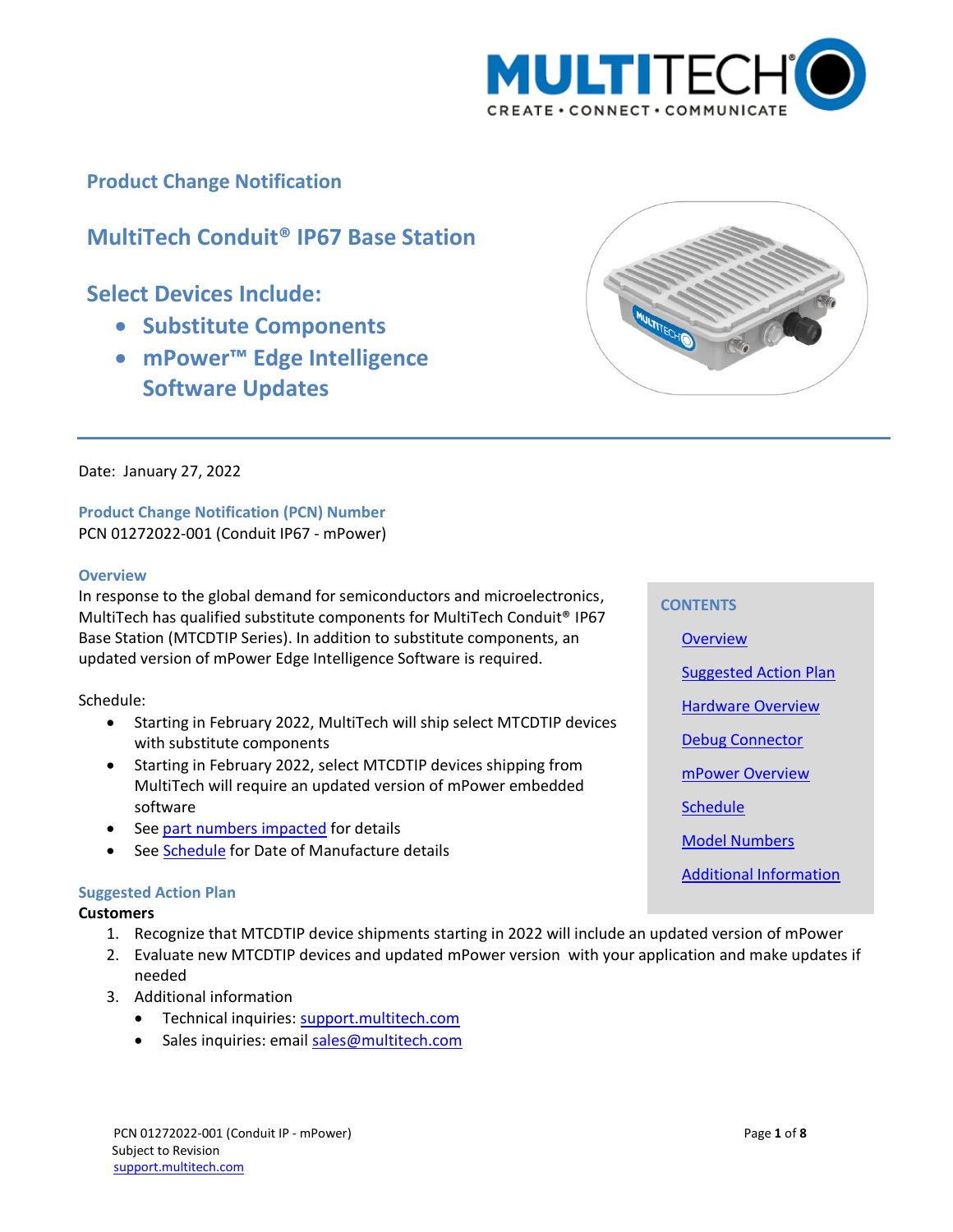# Product Change Notification

## MultiTech Conduit® IP67 Base Station

## Select Devices Include:

- **Substitute Components**
- **mPower™ Edge Intelligence Software Updates**

Date: January 27, 2022

### Product Change Notification (PCN) Number

PCN 01272022-001 (Conduit IP67 - mPower)

**CONTENTS**

- Overview
- Suggested Action Plan
- Hardware Overview
- Debug Connector
- mPower Overview
- Schedule
- Model Numbers
- Additional Information

### Overview

In response to the global demand for semiconductors and microelectronics, MultiTech has qualified substitute components for MultiTech Conduit® IP67 Base Station (MTCDTIP Series). In addition to substitute components, an updated version of mPower Edge Intelligence Software is required.

Schedule:

- Starting in February 2022, MultiTech will ship select MTCDTIP devices with substitute components
- Starting in February 2022, select MTCDTIP devices shipping from MultiTech will require an updated version of mPower embedded software
- See part numbers impacted for details
- See Schedule for Date of Manufacture details

### Suggested Action Plan

**Customers**

1. Recognize that MTCDTIP device shipments starting in 2022 will include an updated version of mPower
2. Evaluate new MTCDTIP devices and updated mPower version with your application and make updates if needed
3. Additional information
   - Technical inquiries: support.multitech.com
   - Sales inquiries: email sales@multitech.com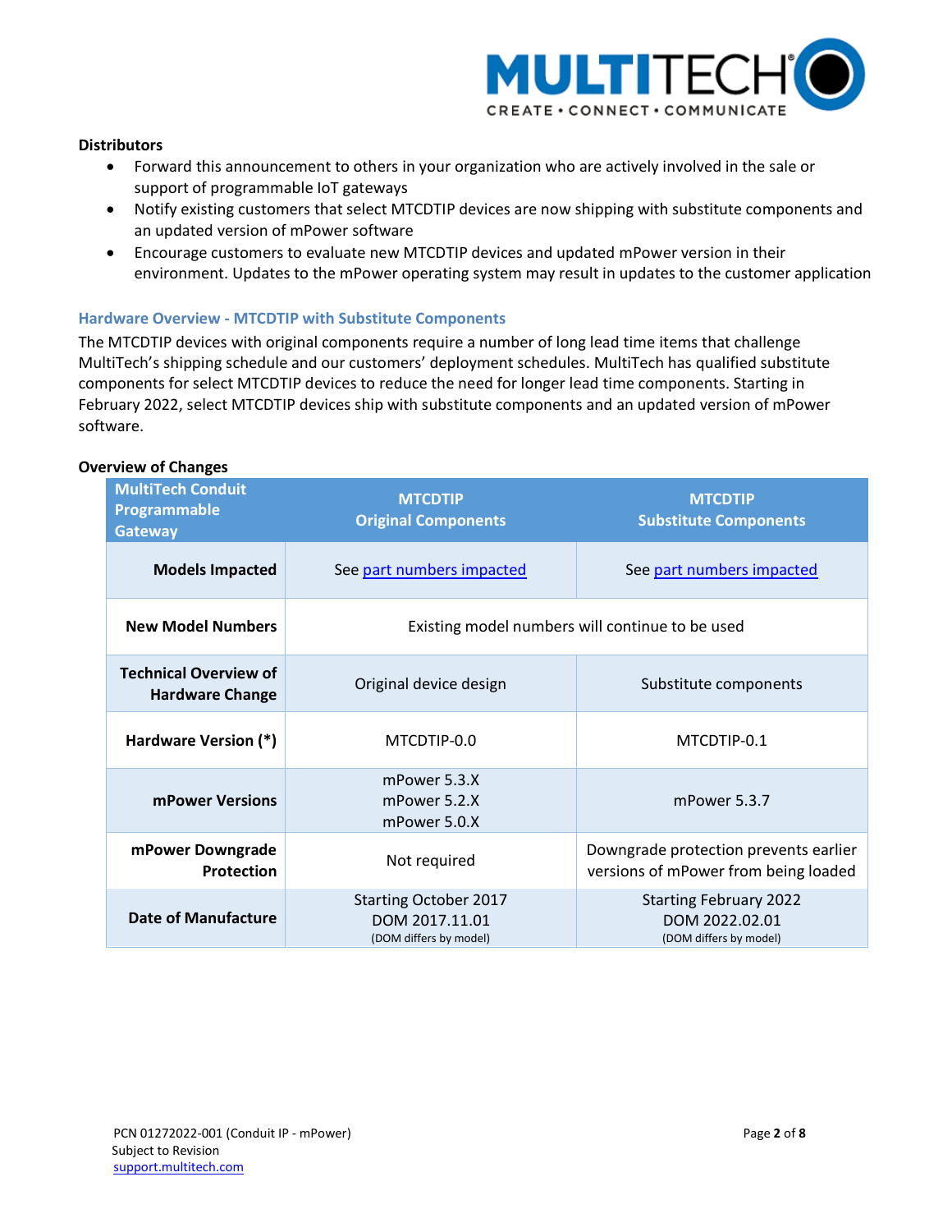**Distributors**

- Forward this announcement to others in your organization who are actively involved in the sale or support of programmable IoT gateways
- Notify existing customers that select MTCDTIP devices are now shipping with substitute components and an updated version of mPower software
- Encourage customers to evaluate new MTCDTIP devices and updated mPower version in their environment. Updates to the mPower operating system may result in updates to the customer application

## Hardware Overview - MTCDTIP with Substitute Components

The MTCDTIP devices with original components require a number of long lead time items that challenge MultiTech's shipping schedule and our customers' deployment schedules. MultiTech has qualified substitute components for select MTCDTIP devices to reduce the need for longer lead time components. Starting in February 2022, select MTCDTIP devices ship with substitute components and an updated version of mPower software.

**Overview of Changes**

| MultiTech Conduit Programmable Gateway | MTCDTIP Original Components | MTCDTIP Substitute Components |
|---|---|---|
| **Models Impacted** | See part numbers impacted | See part numbers impacted |
| **New Model Numbers** | Existing model numbers will continue to be used | |
| **Technical Overview of Hardware Change** | Original device design | Substitute components |
| **Hardware Version (*)** | MTCDTIP-0.0 | MTCDTIP-0.1 |
| **mPower Versions** | mPower 5.3.X<br>mPower 5.2.X<br>mPower 5.0.X | mPower 5.3.7 |
| **mPower Downgrade Protection** | Not required | Downgrade protection prevents earlier versions of mPower from being loaded |
| **Date of Manufacture** | Starting October 2017<br>DOM 2017.11.01<br>(DOM differs by model) | Starting February 2022<br>DOM 2022.02.01<br>(DOM differs by model) |

PCN 01272022-001 (Conduit IP - mPower)
Subject to Revision
support.multitech.com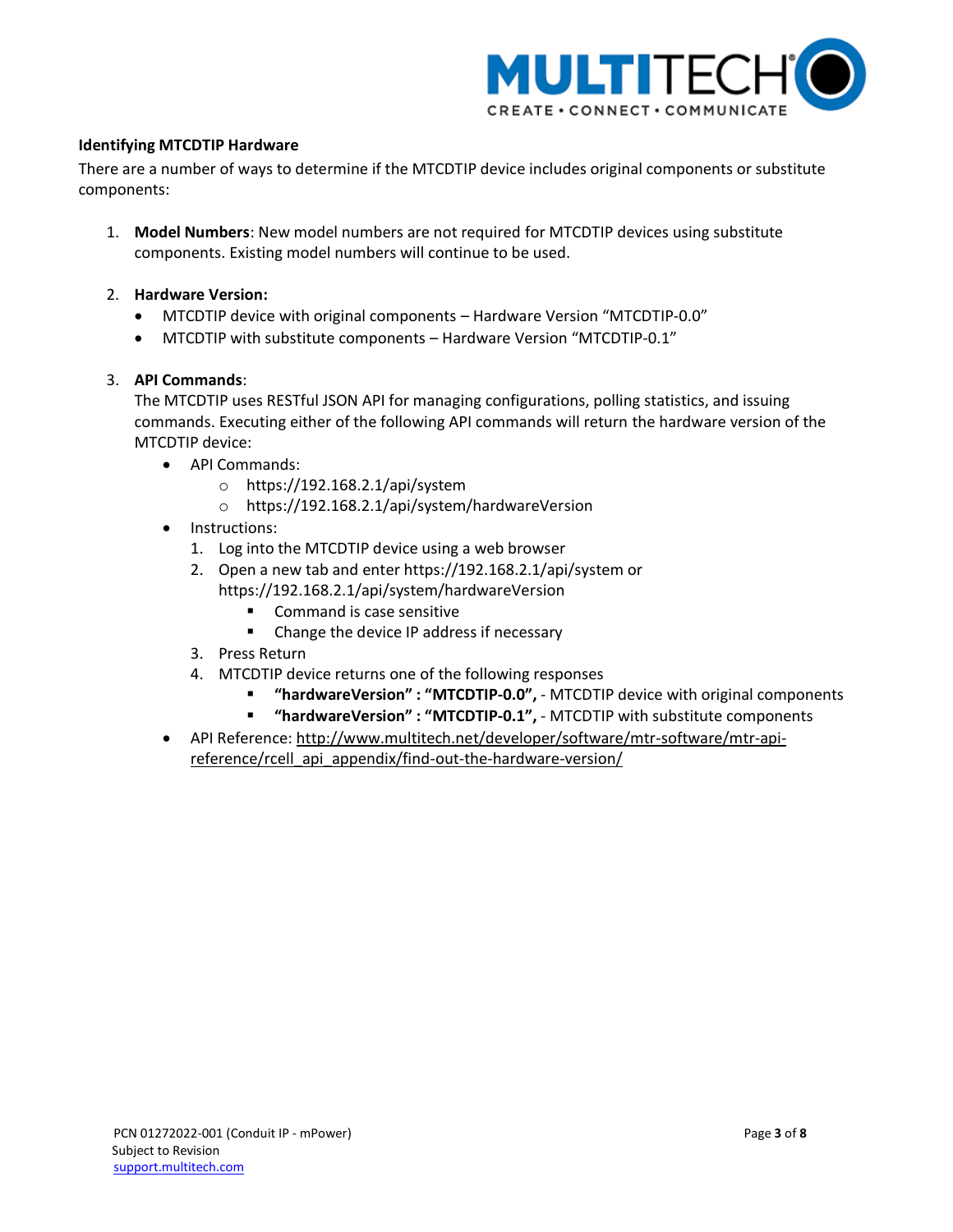**Identifying MTCDTIP Hardware**

There are a number of ways to determine if the MTCDTIP device includes original components or substitute components:

1. **Model Numbers**: New model numbers are not required for MTCDTIP devices using substitute components. Existing model numbers will continue to be used.

2. **Hardware Version:**
   - MTCDTIP device with original components – Hardware Version "MTCDTIP-0.0"
   - MTCDTIP with substitute components – Hardware Version "MTCDTIP-0.1"

3. **API Commands**:
   The MTCDTIP uses RESTful JSON API for managing configurations, polling statistics, and issuing commands. Executing either of the following API commands will return the hardware version of the MTCDTIP device:
   - API Commands:
     - https://192.168.2.1/api/system
     - https://192.168.2.1/api/system/hardwareVersion
   - Instructions:
     1. Log into the MTCDTIP device using a web browser
     2. Open a new tab and enter https://192.168.2.1/api/system or https://192.168.2.1/api/system/hardwareVersion
        - Command is case sensitive
        - Change the device IP address if necessary
     3. Press Return
     4. MTCDTIP device returns one of the following responses
        - **"hardwareVersion" : "MTCDTIP-0.0",** - MTCDTIP device with original components
        - **"hardwareVersion" : "MTCDTIP-0.1",** - MTCDTIP with substitute components
   - API Reference: [http://www.multitech.net/developer/software/mtr-software/mtr-api-reference/rcell_api_appendix/find-out-the-hardware-version/](http://www.multitech.net/developer/software/mtr-software/mtr-api-reference/rcell_api_appendix/find-out-the-hardware-version/)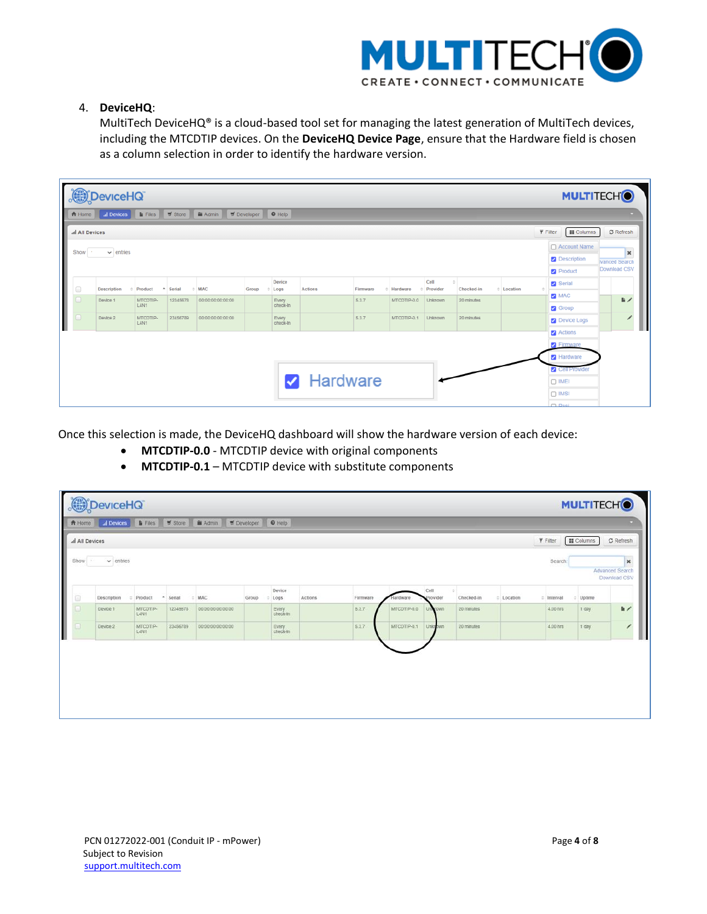4. **DeviceHQ**:
   MultiTech DeviceHQ® is a cloud-based tool set for managing the latest generation of MultiTech devices, including the MTCDTIP devices. On the **DeviceHQ Device Page**, ensure that the Hardware field is chosen as a column selection in order to identify the hardware version.

Once this selection is made, the DeviceHQ dashboard will show the hardware version of each device:

- **MTCDTIP-0.0** - MTCDTIP device with original components
- **MTCDTIP-0.1** – MTCDTIP device with substitute components

PCN 01272022-001 (Conduit IP - mPower)
Subject to Revision
support.multitech.com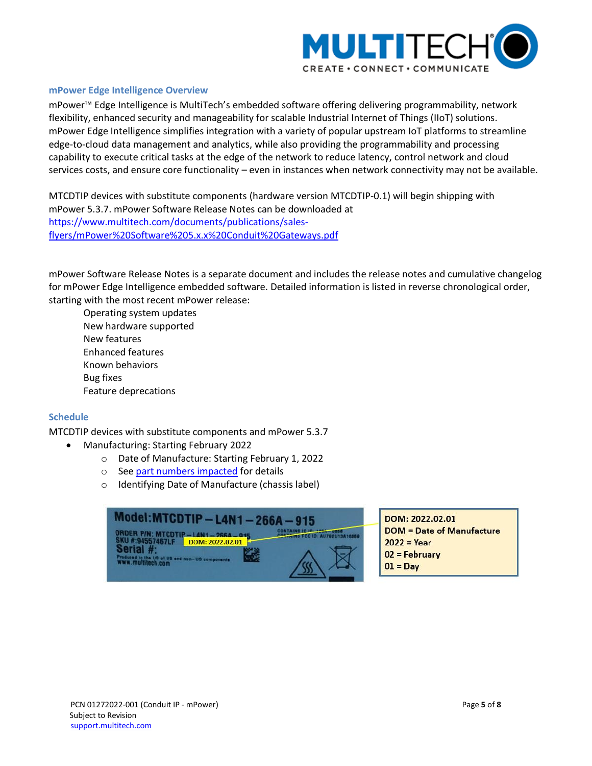## mPower Edge Intelligence Overview

mPower™ Edge Intelligence is MultiTech's embedded software offering delivering programmability, network flexibility, enhanced security and manageability for scalable Industrial Internet of Things (IIoT) solutions. mPower Edge Intelligence simplifies integration with a variety of popular upstream IoT platforms to streamline edge-to-cloud data management and analytics, while also providing the programmability and processing capability to execute critical tasks at the edge of the network to reduce latency, control network and cloud services costs, and ensure core functionality – even in instances when network connectivity may not be available.

MTCDTIP devices with substitute components (hardware version MTCDTIP-0.1) will begin shipping with mPower 5.3.7. mPower Software Release Notes can be downloaded at [https://www.multitech.com/documents/publications/sales-flyers/mPower%20Software%205.x.x%20Conduit%20Gateways.pdf](https://www.multitech.com/documents/publications/sales-flyers/mPower%20Software%205.x.x%20Conduit%20Gateways.pdf)

mPower Software Release Notes is a separate document and includes the release notes and cumulative changelog for mPower Edge Intelligence embedded software. Detailed information is listed in reverse chronological order, starting with the most recent mPower release:

- Operating system updates
- New hardware supported
- New features
- Enhanced features
- Known behaviors
- Bug fixes
- Feature deprecations

## Schedule

MTCDTIP devices with substitute components and mPower 5.3.7

- Manufacturing: Starting February 2022
  - Date of Manufacture: Starting February 1, 2022
  - See part numbers impacted for details
  - Identifying Date of Manufacture (chassis label)

Model: MTCDTIP – L4N1 – 266A – 915
ORDER P/N: MTCDTIP – L4N1 – 266A – 915
SKU #: 94557467LF
DOM: 2022.02.01
Serial #:
Produced in the US of US and non-US components
www.multitech.com

DOM: 2022.02.01
DOM = Date of Manufacture
2022 = Year
02 = February
01 = Day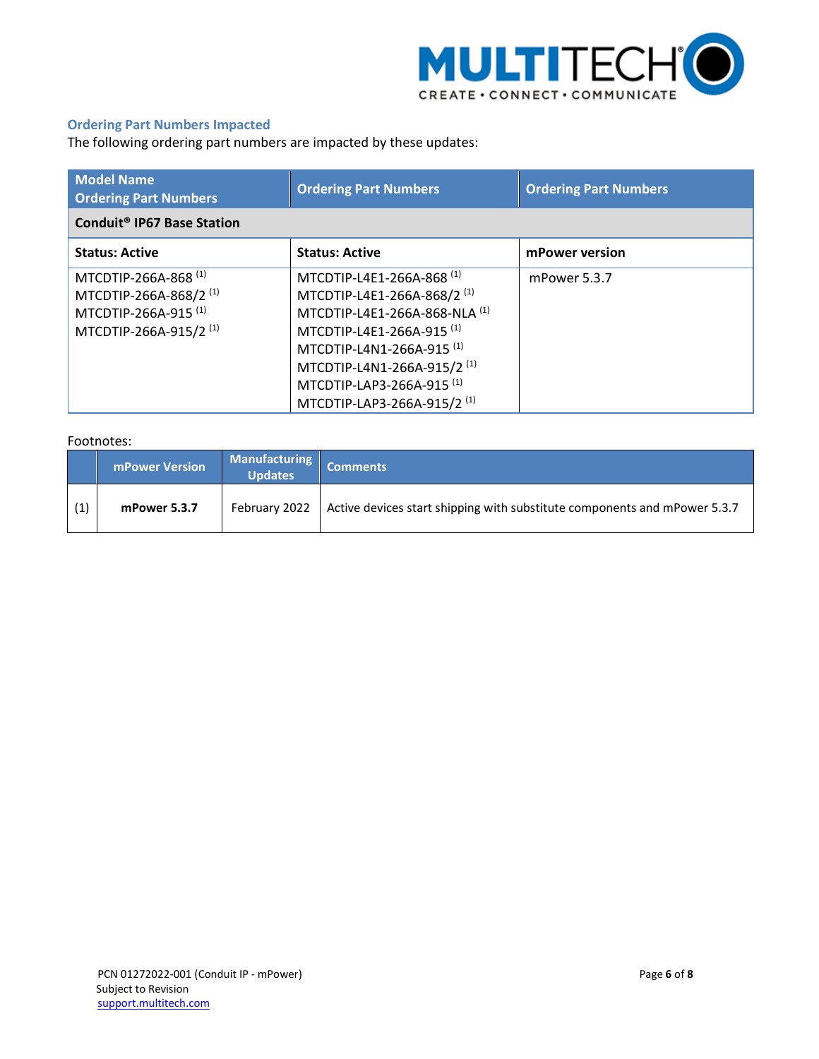### Ordering Part Numbers Impacted

The following ordering part numbers are impacted by these updates:

| Model Name<br>Ordering Part Numbers | Ordering Part Numbers | Ordering Part Numbers |
|---|---|---|
| **Conduit® IP67 Base Station** | | |
| **Status: Active** | **Status: Active** | **mPower version** |
| MTCDTIP-266A-868 (1)<br>MTCDTIP-266A-868/2 (1)<br>MTCDTIP-266A-915 (1)<br>MTCDTIP-266A-915/2 (1) | MTCDTIP-L4E1-266A-868 (1)<br>MTCDTIP-L4E1-266A-868/2 (1)<br>MTCDTIP-L4E1-266A-868-NLA (1)<br>MTCDTIP-L4E1-266A-915 (1)<br>MTCDTIP-L4N1-266A-915 (1)<br>MTCDTIP-L4N1-266A-915/2 (1)<br>MTCDTIP-LAP3-266A-915 (1)<br>MTCDTIP-LAP3-266A-915/2 (1) | mPower 5.3.7 |

Footnotes:

| | mPower Version | Manufacturing Updates | Comments |
|---|---|---|---|
| (1) | **mPower 5.3.7** | February 2022 | Active devices start shipping with substitute components and mPower 5.3.7 |

PCN 01272022-001 (Conduit IP - mPower)
Subject to Revision
support.multitech.com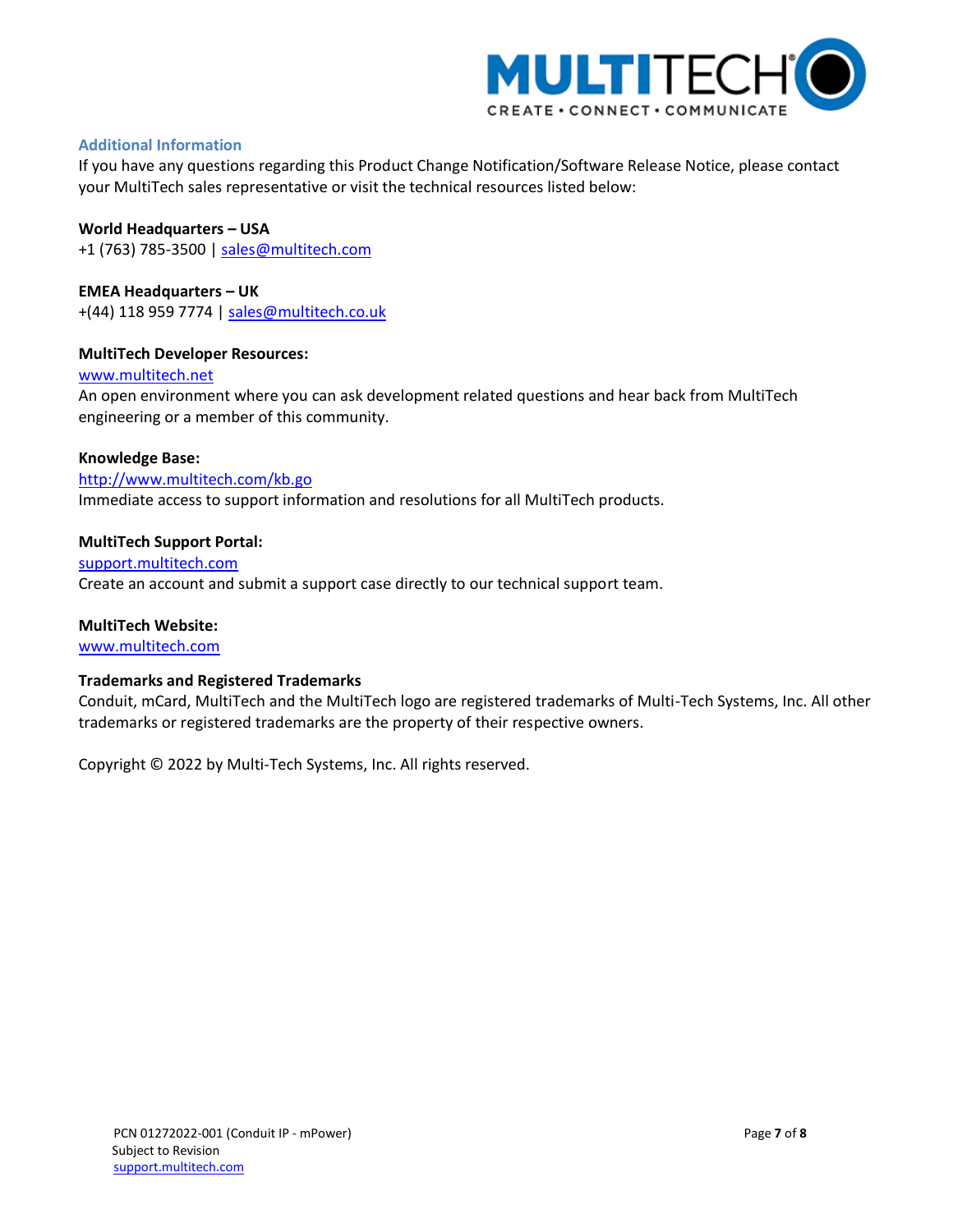## Additional Information

If you have any questions regarding this Product Change Notification/Software Release Notice, please contact your MultiTech sales representative or visit the technical resources listed below:

**World Headquarters – USA**
+1 (763) 785-3500 | sales@multitech.com

**EMEA Headquarters – UK**
+(44) 118 959 7774 | sales@multitech.co.uk

**MultiTech Developer Resources:**
www.multitech.net
An open environment where you can ask development related questions and hear back from MultiTech engineering or a member of this community.

**Knowledge Base:**
http://www.multitech.com/kb.go
Immediate access to support information and resolutions for all MultiTech products.

**MultiTech Support Portal:**
support.multitech.com
Create an account and submit a support case directly to our technical support team.

**MultiTech Website:**
www.multitech.com

**Trademarks and Registered Trademarks**
Conduit, mCard, MultiTech and the MultiTech logo are registered trademarks of Multi-Tech Systems, Inc. All other trademarks or registered trademarks are the property of their respective owners.

Copyright © 2022 by Multi-Tech Systems, Inc. All rights reserved.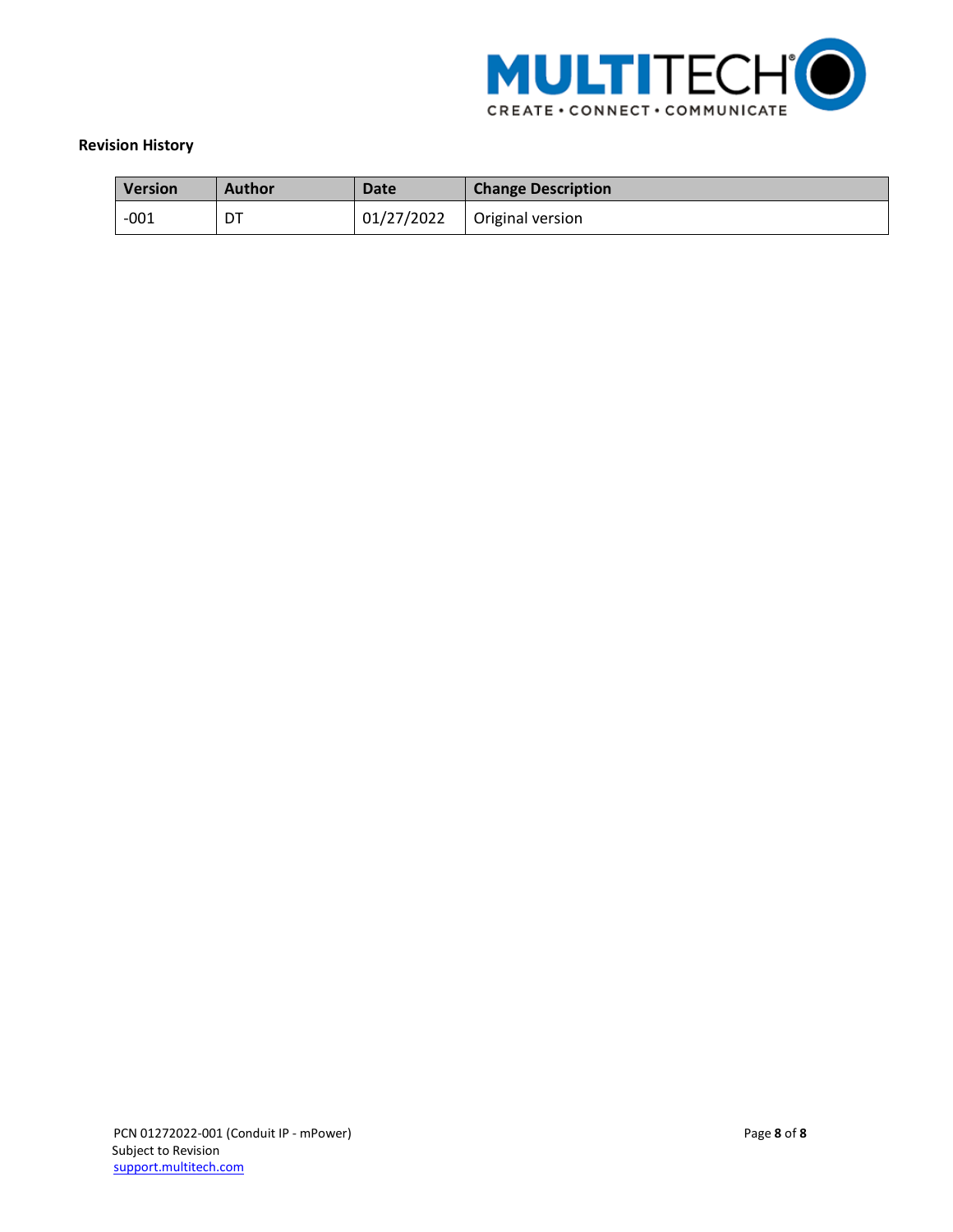**Revision History**

| Version | Author | Date | Change Description |
| --- | --- | --- | --- |
| -001 | DT | 01/27/2022 | Original version |